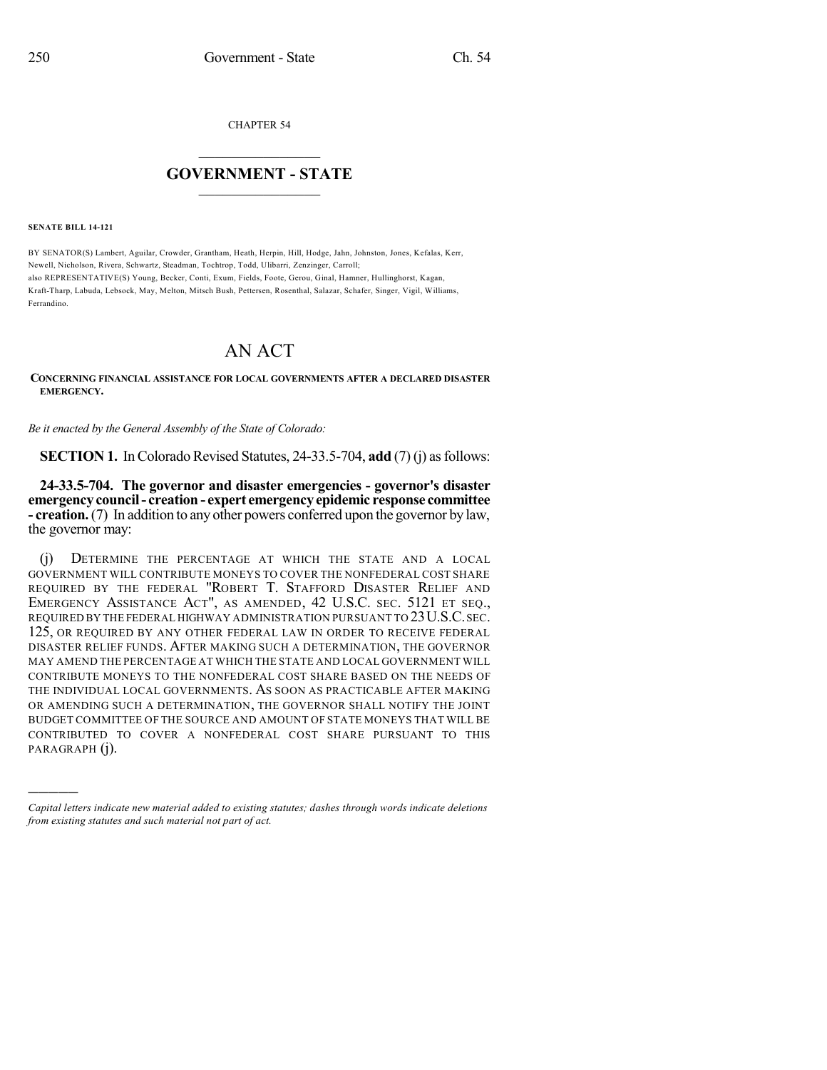CHAPTER 54

# GOVERNMENT - STATE

**SENATE BILL 14-121**

BY SENATOR(S) Lambert, Aguilar, Crowder, Grantham, Heath, Herpin, Hill, Hodge, Jahn, Johnston, Jones, Kefalas, Kerr, Newell, Nicholson, Rivera, Schwartz, Steadman, Tochtrop, Todd, Ulibarri, Zenzinger, Carroll;
also REPRESENTATIVE(S) Young, Becker, Conti, Exum, Fields, Foote, Gerou, Ginal, Hamner, Hullinghorst, Kagan, Kraft-Tharp, Labuda, Lebsock, May, Melton, Mitsch Bush, Pettersen, Rosenthal, Salazar, Schafer, Singer, Vigil, Williams, Ferrandino.

# AN ACT

**CONCERNING FINANCIAL ASSISTANCE FOR LOCAL GOVERNMENTS AFTER A DECLARED DISASTER EMERGENCY.**

*Be it enacted by the General Assembly of the State of Colorado:*

**SECTION 1.** In Colorado Revised Statutes, 24-33.5-704, **add** (7) (j) as follows:

**24-33.5-704. The governor and disaster emergencies - governor's disaster emergency council - creation - expert emergency epidemic response committee - creation.** (7) In addition to any other powers conferred upon the governor by law, the governor may:

(j) DETERMINE THE PERCENTAGE AT WHICH THE STATE AND A LOCAL GOVERNMENT WILL CONTRIBUTE MONEYS TO COVER THE NONFEDERAL COST SHARE REQUIRED BY THE FEDERAL "ROBERT T. STAFFORD DISASTER RELIEF AND EMERGENCY ASSISTANCE ACT", AS AMENDED, 42 U.S.C. SEC. 5121 ET SEQ., REQUIRED BY THE FEDERAL HIGHWAY ADMINISTRATION PURSUANT TO 23 U.S.C. SEC. 125, OR REQUIRED BY ANY OTHER FEDERAL LAW IN ORDER TO RECEIVE FEDERAL DISASTER RELIEF FUNDS. AFTER MAKING SUCH A DETERMINATION, THE GOVERNOR MAY AMEND THE PERCENTAGE AT WHICH THE STATE AND LOCAL GOVERNMENT WILL CONTRIBUTE MONEYS TO THE NONFEDERAL COST SHARE BASED ON THE NEEDS OF THE INDIVIDUAL LOCAL GOVERNMENTS. AS SOON AS PRACTICABLE AFTER MAKING OR AMENDING SUCH A DETERMINATION, THE GOVERNOR SHALL NOTIFY THE JOINT BUDGET COMMITTEE OF THE SOURCE AND AMOUNT OF STATE MONEYS THAT WILL BE CONTRIBUTED TO COVER A NONFEDERAL COST SHARE PURSUANT TO THIS PARAGRAPH (j).

---

*Capital letters indicate new material added to existing statutes; dashes through words indicate deletions from existing statutes and such material not part of act.*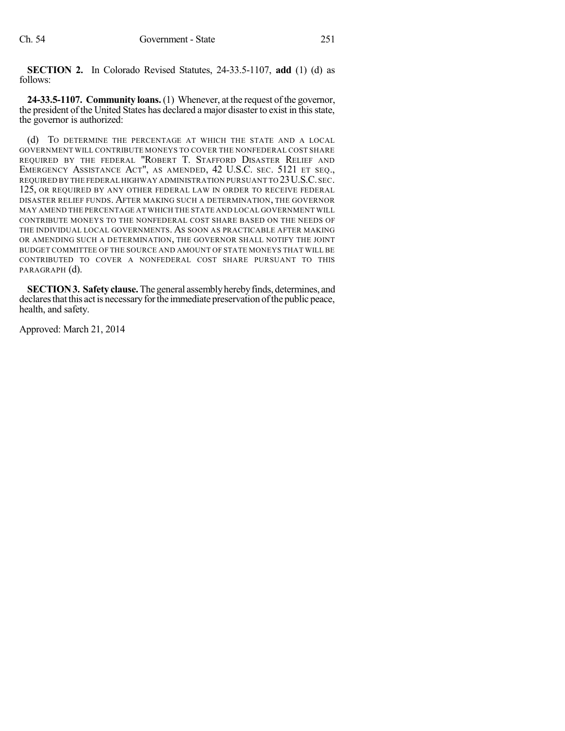**SECTION 2.** In Colorado Revised Statutes, 24-33.5-1107, **add** (1) (d) as follows:

**24-33.5-1107. Community loans.** (1) Whenever, at the request of the governor, the president of the United States has declared a major disaster to exist in this state, the governor is authorized:

(d) TO DETERMINE THE PERCENTAGE AT WHICH THE STATE AND A LOCAL GOVERNMENT WILL CONTRIBUTE MONEYS TO COVER THE NONFEDERAL COST SHARE REQUIRED BY THE FEDERAL "ROBERT T. STAFFORD DISASTER RELIEF AND EMERGENCY ASSISTANCE ACT", AS AMENDED, 42 U.S.C. SEC. 5121 ET SEQ., REQUIRED BY THE FEDERAL HIGHWAY ADMINISTRATION PURSUANT TO 23 U.S.C. SEC. 125, OR REQUIRED BY ANY OTHER FEDERAL LAW IN ORDER TO RECEIVE FEDERAL DISASTER RELIEF FUNDS. AFTER MAKING SUCH A DETERMINATION, THE GOVERNOR MAY AMEND THE PERCENTAGE AT WHICH THE STATE AND LOCAL GOVERNMENT WILL CONTRIBUTE MONEYS TO THE NONFEDERAL COST SHARE BASED ON THE NEEDS OF THE INDIVIDUAL LOCAL GOVERNMENTS. AS SOON AS PRACTICABLE AFTER MAKING OR AMENDING SUCH A DETERMINATION, THE GOVERNOR SHALL NOTIFY THE JOINT BUDGET COMMITTEE OF THE SOURCE AND AMOUNT OF STATE MONEYS THAT WILL BE CONTRIBUTED TO COVER A NONFEDERAL COST SHARE PURSUANT TO THIS PARAGRAPH (d).

**SECTION 3. Safety clause.** The general assembly hereby finds, determines, and declares that this act is necessary for the immediate preservation of the public peace, health, and safety.

Approved: March 21, 2014